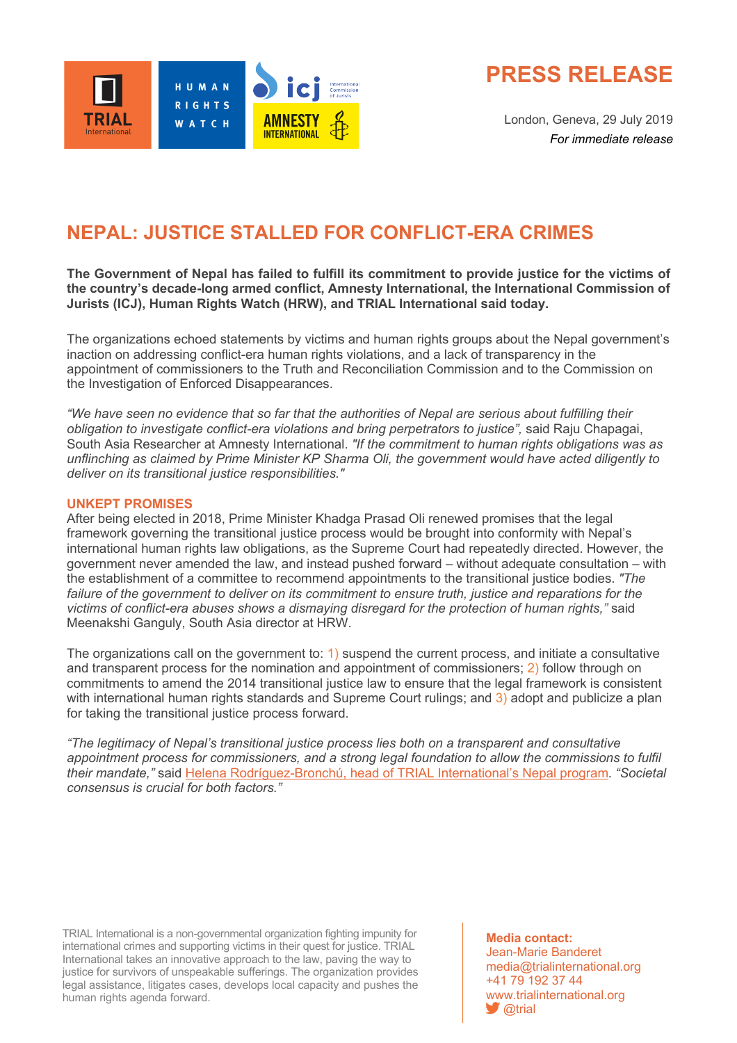# PRESS RELEASE

London, Geneva, 29 July 2019
*For immediate release*

## NEPAL: JUSTICE STALLED FOR CONFLICT-ERA CRIMES

**The Government of Nepal has failed to fulfill its commitment to provide justice for the victims of the country's decade-long armed conflict, Amnesty International, the International Commission of Jurists (ICJ), Human Rights Watch (HRW), and TRIAL International said today.**

The organizations echoed statements by victims and human rights groups about the Nepal government's inaction on addressing conflict-era human rights violations, and a lack of transparency in the appointment of commissioners to the Truth and Reconciliation Commission and to the Commission on the Investigation of Enforced Disappearances.

*"We have seen no evidence that so far that the authorities of Nepal are serious about fulfilling their obligation to investigate conflict-era violations and bring perpetrators to justice",* said Raju Chapagai, South Asia Researcher at Amnesty International. *"If the commitment to human rights obligations was as unflinching as claimed by Prime Minister KP Sharma Oli, the government would have acted diligently to deliver on its transitional justice responsibilities."*

### UNKEPT PROMISES

After being elected in 2018, Prime Minister Khadga Prasad Oli renewed promises that the legal framework governing the transitional justice process would be brought into conformity with Nepal's international human rights law obligations, as the Supreme Court had repeatedly directed. However, the government never amended the law, and instead pushed forward – without adequate consultation – with the establishment of a committee to recommend appointments to the transitional justice bodies. *"The failure of the government to deliver on its commitment to ensure truth, justice and reparations for the victims of conflict-era abuses shows a dismaying disregard for the protection of human rights,"* said Meenakshi Ganguly, South Asia director at HRW.

The organizations call on the government to: 1) suspend the current process, and initiate a consultative and transparent process for the nomination and appointment of commissioners; 2) follow through on commitments to amend the 2014 transitional justice law to ensure that the legal framework is consistent with international human rights standards and Supreme Court rulings; and 3) adopt and publicize a plan for taking the transitional justice process forward.

*"The legitimacy of Nepal's transitional justice process lies both on a transparent and consultative appointment process for commissioners, and a strong legal foundation to allow the commissions to fulfil their mandate,"* said Helena Rodríguez-Bronchú, head of TRIAL International's Nepal program. *"Societal consensus is crucial for both factors."*

TRIAL International is a non-governmental organization fighting impunity for international crimes and supporting victims in their quest for justice. TRIAL International takes an innovative approach to the law, paving the way to justice for survivors of unspeakable sufferings. The organization provides legal assistance, litigates cases, develops local capacity and pushes the human rights agenda forward.

**Media contact:**
Jean-Marie Banderet
media@trialinternational.org
+41 79 192 37 44
www.trialinternational.org
@trial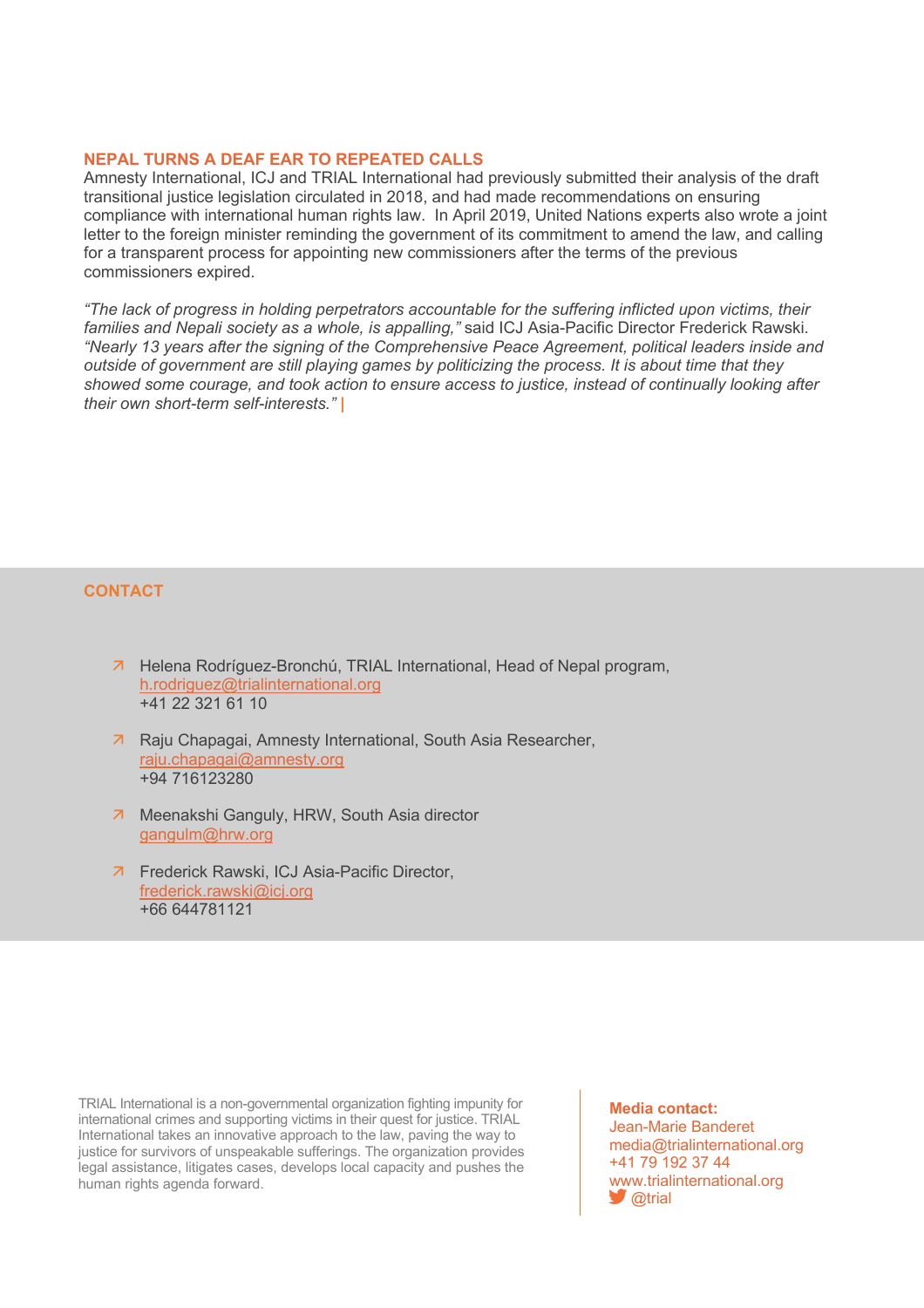## NEPAL TURNS A DEAF EAR TO REPEATED CALLS

Amnesty International, ICJ and TRIAL International had previously submitted their analysis of the draft transitional justice legislation circulated in 2018, and had made recommendations on ensuring compliance with international human rights law. In April 2019, United Nations experts also wrote a joint letter to the foreign minister reminding the government of its commitment to amend the law, and calling for a transparent process for appointing new commissioners after the terms of the previous commissioners expired.

*"The lack of progress in holding perpetrators accountable for the suffering inflicted upon victims, their families and Nepali society as a whole, is appalling,"* said ICJ Asia-Pacific Director Frederick Rawski. *"Nearly 13 years after the signing of the Comprehensive Peace Agreement, political leaders inside and outside of government are still playing games by politicizing the process. It is about time that they showed some courage, and took action to ensure access to justice, instead of continually looking after their own short-term self-interests."* |

## CONTACT

- Helena Rodríguez-Bronchú, TRIAL International, Head of Nepal program, h.rodriguez@trialinternational.org
  +41 22 321 61 10
- Raju Chapagai, Amnesty International, South Asia Researcher, raju.chapagai@amnesty.org
  +94 716123280
- Meenakshi Ganguly, HRW, South Asia director
  gangulm@hrw.org
- Frederick Rawski, ICJ Asia-Pacific Director, frederick.rawski@icj.org
  +66 644781121

TRIAL International is a non-governmental organization fighting impunity for international crimes and supporting victims in their quest for justice. TRIAL International takes an innovative approach to the law, paving the way to justice for survivors of unspeakable sufferings. The organization provides legal assistance, litigates cases, develops local capacity and pushes the human rights agenda forward.

**Media contact:**
Jean-Marie Banderet
media@trialinternational.org
+41 79 192 37 44
www.trialinternational.org
@trial